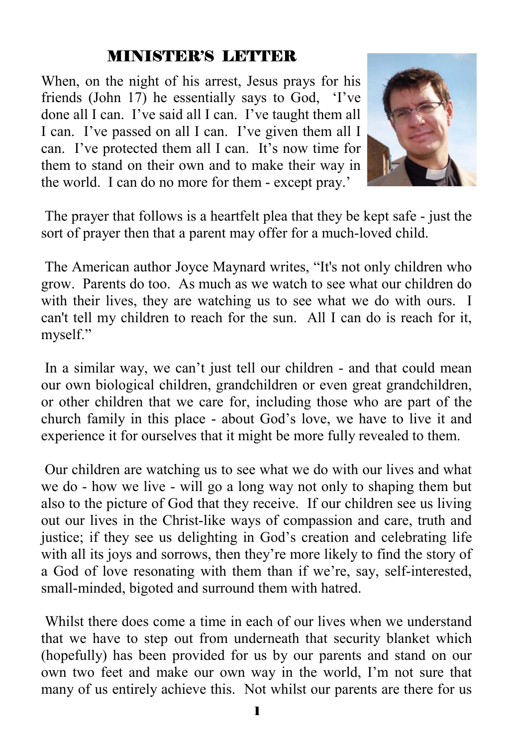## MINISTER'S LETTER

When, on the night of his arrest, Jesus prays for his friends (John 17) he essentially says to God, 'I've done all I can. I've said all I can. I've taught them all I can. I've passed on all I can. I've given them all I can. I've protected them all I can. It's now time for them to stand on their own and to make their way in the world. I can do no more for them - except pray.'

The prayer that follows is a heartfelt plea that they be kept safe - just the sort of prayer then that a parent may offer for a much-loved child.

The American author Joyce Maynard writes, "It's not only children who grow. Parents do too. As much as we watch to see what our children do with their lives, they are watching us to see what we do with ours. I can't tell my children to reach for the sun. All I can do is reach for it, myself."

In a similar way, we can't just tell our children - and that could mean our own biological children, grandchildren or even great grandchildren, or other children that we care for, including those who are part of the church family in this place - about God's love, we have to live it and experience it for ourselves that it might be more fully revealed to them.

Our children are watching us to see what we do with our lives and what we do - how we live - will go a long way not only to shaping them but also to the picture of God that they receive. If our children see us living out our lives in the Christ-like ways of compassion and care, truth and justice; if they see us delighting in God's creation and celebrating life with all its joys and sorrows, then they're more likely to find the story of a God of love resonating with them than if we're, say, self-interested, small-minded, bigoted and surround them with hatred.

Whilst there does come a time in each of our lives when we understand that we have to step out from underneath that security blanket which (hopefully) has been provided for us by our parents and stand on our own two feet and make our own way in the world, I'm not sure that many of us entirely achieve this. Not whilst our parents are there for us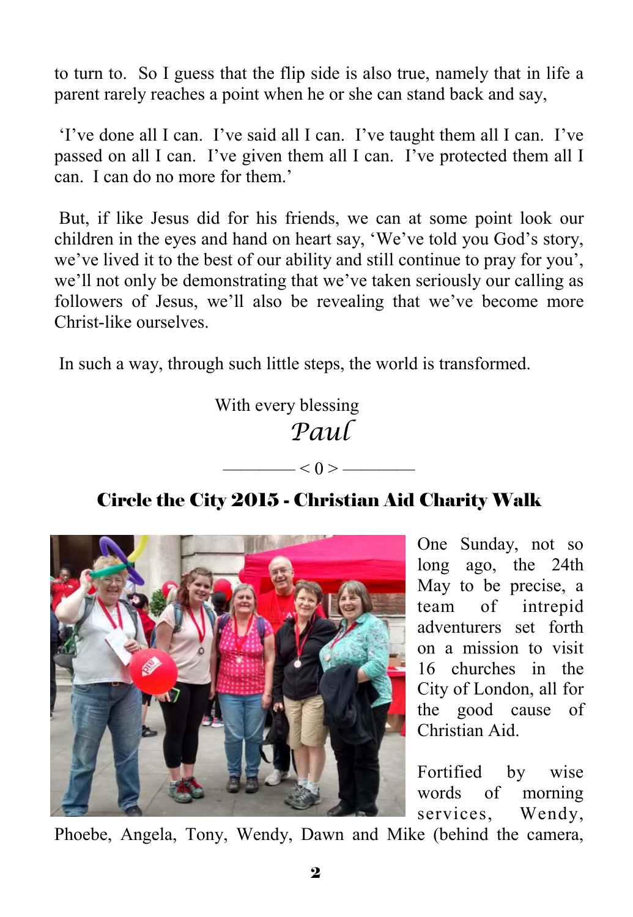to turn to. So I guess that the flip side is also true, namely that in life a parent rarely reaches a point when he or she can stand back and say,

'I've done all I can. I've said all I can. I've taught them all I can. I've passed on all I can. I've given them all I can. I've protected them all I can. I can do no more for them.'

But, if like Jesus did for his friends, we can at some point look our children in the eyes and hand on heart say, 'We've told you God's story, we've lived it to the best of our ability and still continue to pray for you', we'll not only be demonstrating that we've taken seriously our calling as followers of Jesus, we'll also be revealing that we've become more Christ-like ourselves.

In such a way, through such little steps, the world is transformed.

With every blessing

*Paul*

———— < 0 > ————

## Circle the City 2015 - Christian Aid Charity Walk

One Sunday, not so long ago, the 24th May to be precise, a team of intrepid adventurers set forth on a mission to visit 16 churches in the City of London, all for the good cause of Christian Aid.

Fortified by wise words of morning services, Wendy, Phoebe, Angela, Tony, Wendy, Dawn and Mike (behind the camera,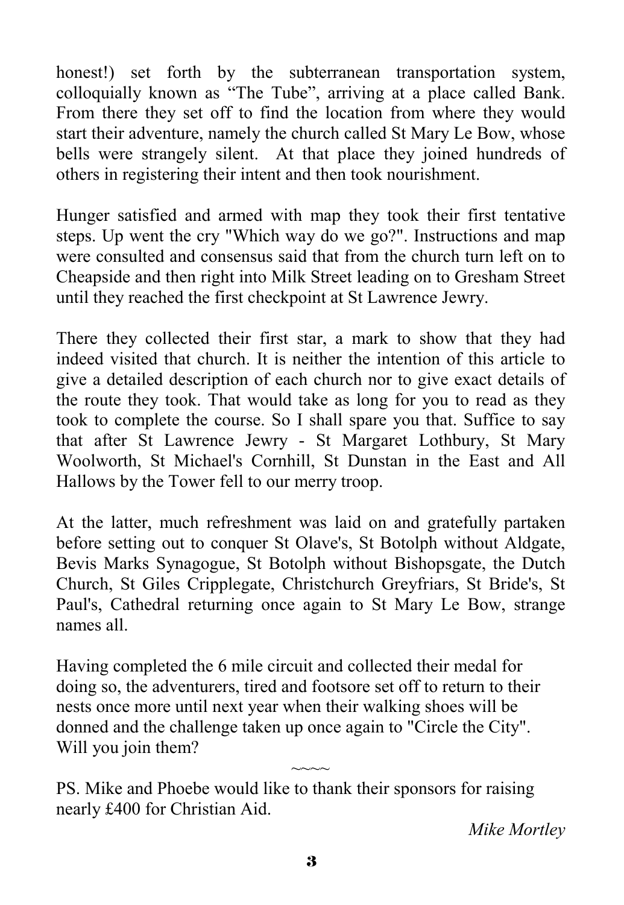honest!) set forth by the subterranean transportation system, colloquially known as “The Tube”, arriving at a place called Bank. From there they set off to find the location from where they would start their adventure, namely the church called St Mary Le Bow, whose bells were strangely silent.  At that place they joined hundreds of others in registering their intent and then took nourishment.

Hunger satisfied and armed with map they took their first tentative steps. Up went the cry "Which way do we go?". Instructions and map were consulted and consensus said that from the church turn left on to Cheapside and then right into Milk Street leading on to Gresham Street until they reached the first checkpoint at St Lawrence Jewry.

There they collected their first star, a mark to show that they had indeed visited that church. It is neither the intention of this article to give a detailed description of each church nor to give exact details of the route they took. That would take as long for you to read as they took to complete the course. So I shall spare you that. Suffice to say that after St Lawrence Jewry - St Margaret Lothbury, St Mary Woolworth, St Michael's Cornhill, St Dunstan in the East and All Hallows by the Tower fell to our merry troop.

At the latter, much refreshment was laid on and gratefully partaken before setting out to conquer St Olave's, St Botolph without Aldgate, Bevis Marks Synagogue, St Botolph without Bishopsgate, the Dutch Church, St Giles Cripplegate, Christchurch Greyfriars, St Bride's, St Paul's, Cathedral returning once again to St Mary Le Bow, strange names all.

Having completed the 6 mile circuit and collected their medal for doing so, the adventurers, tired and footsore set off to return to their nests once more until next year when their walking shoes will be donned and the challenge taken up once again to "Circle the City". Will you join them?

~~~~

PS. Mike and Phoebe would like to thank their sponsors for raising nearly £400 for Christian Aid.

*Mike Mortley*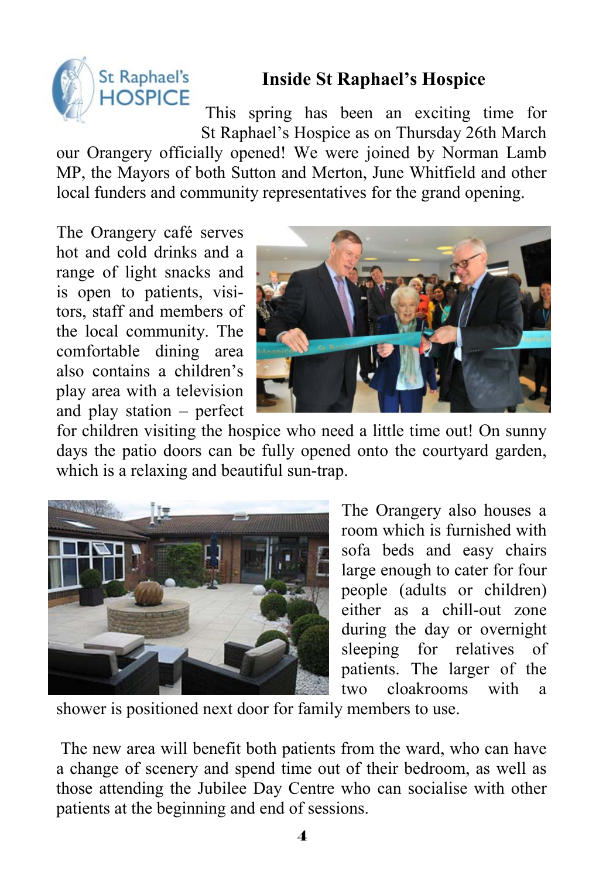# Inside St Raphael's Hospice

This spring has been an exciting time for St Raphael's Hospice as on Thursday 26th March our Orangery officially opened! We were joined by Norman Lamb MP, the Mayors of both Sutton and Merton, June Whitfield and other local funders and community representatives for the grand opening.

The Orangery café serves hot and cold drinks and a range of light snacks and is open to patients, visitors, staff and members of the local community. The comfortable dining area also contains a children's play area with a television and play station – perfect for children visiting the hospice who need a little time out! On sunny days the patio doors can be fully opened onto the courtyard garden, which is a relaxing and beautiful sun-trap.

The Orangery also houses a room which is furnished with sofa beds and easy chairs large enough to cater for four people (adults or children) either as a chill-out zone during the day or overnight sleeping for relatives of patients. The larger of the two cloakrooms with a shower is positioned next door for family members to use.

The new area will benefit both patients from the ward, who can have a change of scenery and spend time out of their bedroom, as well as those attending the Jubilee Day Centre who can socialise with other patients at the beginning and end of sessions.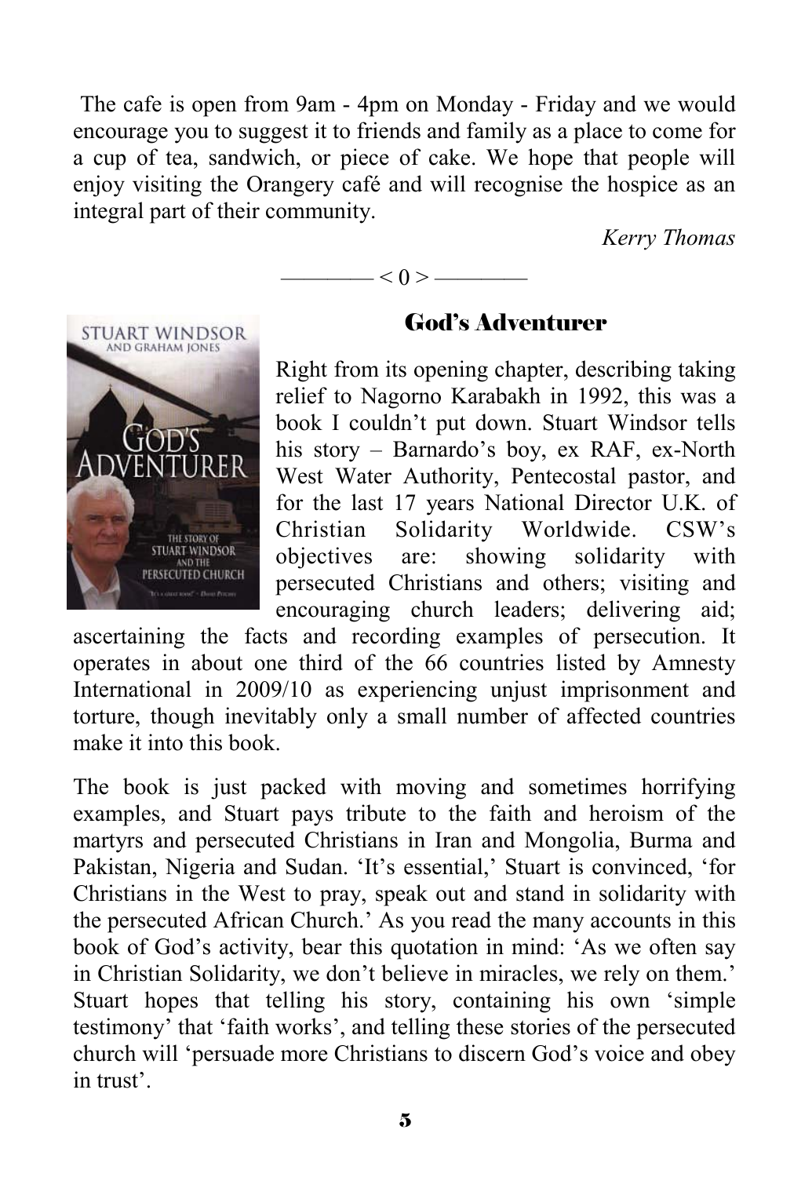The cafe is open from 9am - 4pm on Monday - Friday and we would encourage you to suggest it to friends and family as a place to come for a cup of tea, sandwich, or piece of cake. We hope that people will enjoy visiting the Orangery café and will recognise the hospice as an integral part of their community.

*Kerry Thomas*

———— < 0 > ————

## God's Adventurer

Right from its opening chapter, describing taking relief to Nagorno Karabakh in 1992, this was a book I couldn't put down. Stuart Windsor tells his story – Barnardo's boy, ex RAF, ex-North West Water Authority, Pentecostal pastor, and for the last 17 years National Director U.K. of Christian Solidarity Worldwide. CSW's objectives are: showing solidarity with persecuted Christians and others; visiting and encouraging church leaders; delivering aid; ascertaining the facts and recording examples of persecution. It operates in about one third of the 66 countries listed by Amnesty International in 2009/10 as experiencing unjust imprisonment and torture, though inevitably only a small number of affected countries make it into this book.

The book is just packed with moving and sometimes horrifying examples, and Stuart pays tribute to the faith and heroism of the martyrs and persecuted Christians in Iran and Mongolia, Burma and Pakistan, Nigeria and Sudan. 'It's essential,' Stuart is convinced, 'for Christians in the West to pray, speak out and stand in solidarity with the persecuted African Church.' As you read the many accounts in this book of God's activity, bear this quotation in mind: 'As we often say in Christian Solidarity, we don't believe in miracles, we rely on them.' Stuart hopes that telling his story, containing his own 'simple testimony' that 'faith works', and telling these stories of the persecuted church will 'persuade more Christians to discern God's voice and obey in trust'.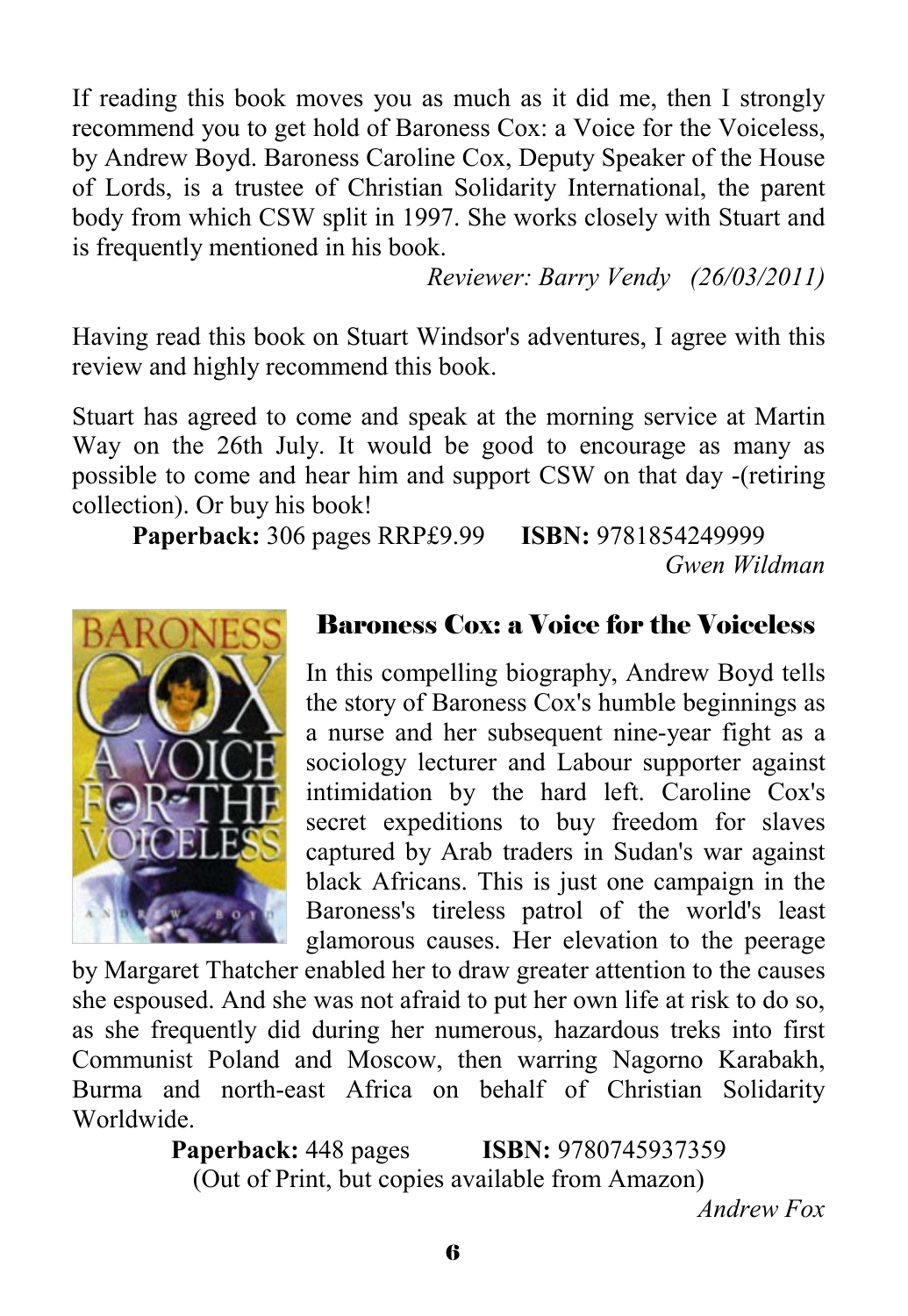If reading this book moves you as much as it did me, then I strongly recommend you to get hold of Baroness Cox: a Voice for the Voiceless, by Andrew Boyd. Baroness Caroline Cox, Deputy Speaker of the House of Lords, is a trustee of Christian Solidarity International, the parent body from which CSW split in 1997. She works closely with Stuart and is frequently mentioned in his book.

*Reviewer: Barry Vendy (26/03/2011)*

Having read this book on Stuart Windsor's adventures, I agree with this review and highly recommend this book.

Stuart has agreed to come and speak at the morning service at Martin Way on the 26th July. It would be good to encourage as many as possible to come and hear him and support CSW on that day -(retiring collection). Or buy his book!

**Paperback:** 306 pages RRP£9.99 **ISBN:** 9781854249999

*Gwen Wildman*

## Baroness Cox: a Voice for the Voiceless

In this compelling biography, Andrew Boyd tells the story of Baroness Cox's humble beginnings as a nurse and her subsequent nine-year fight as a sociology lecturer and Labour supporter against intimidation by the hard left. Caroline Cox's secret expeditions to buy freedom for slaves captured by Arab traders in Sudan's war against black Africans. This is just one campaign in the Baroness's tireless patrol of the world's least glamorous causes. Her elevation to the peerage by Margaret Thatcher enabled her to draw greater attention to the causes she espoused. And she was not afraid to put her own life at risk to do so, as she frequently did during her numerous, hazardous treks into first Communist Poland and Moscow, then warring Nagorno Karabakh, Burma and north-east Africa on behalf of Christian Solidarity Worldwide.

**Paperback:** 448 pages **ISBN:** 9780745937359
(Out of Print, but copies available from Amazon)

*Andrew Fox*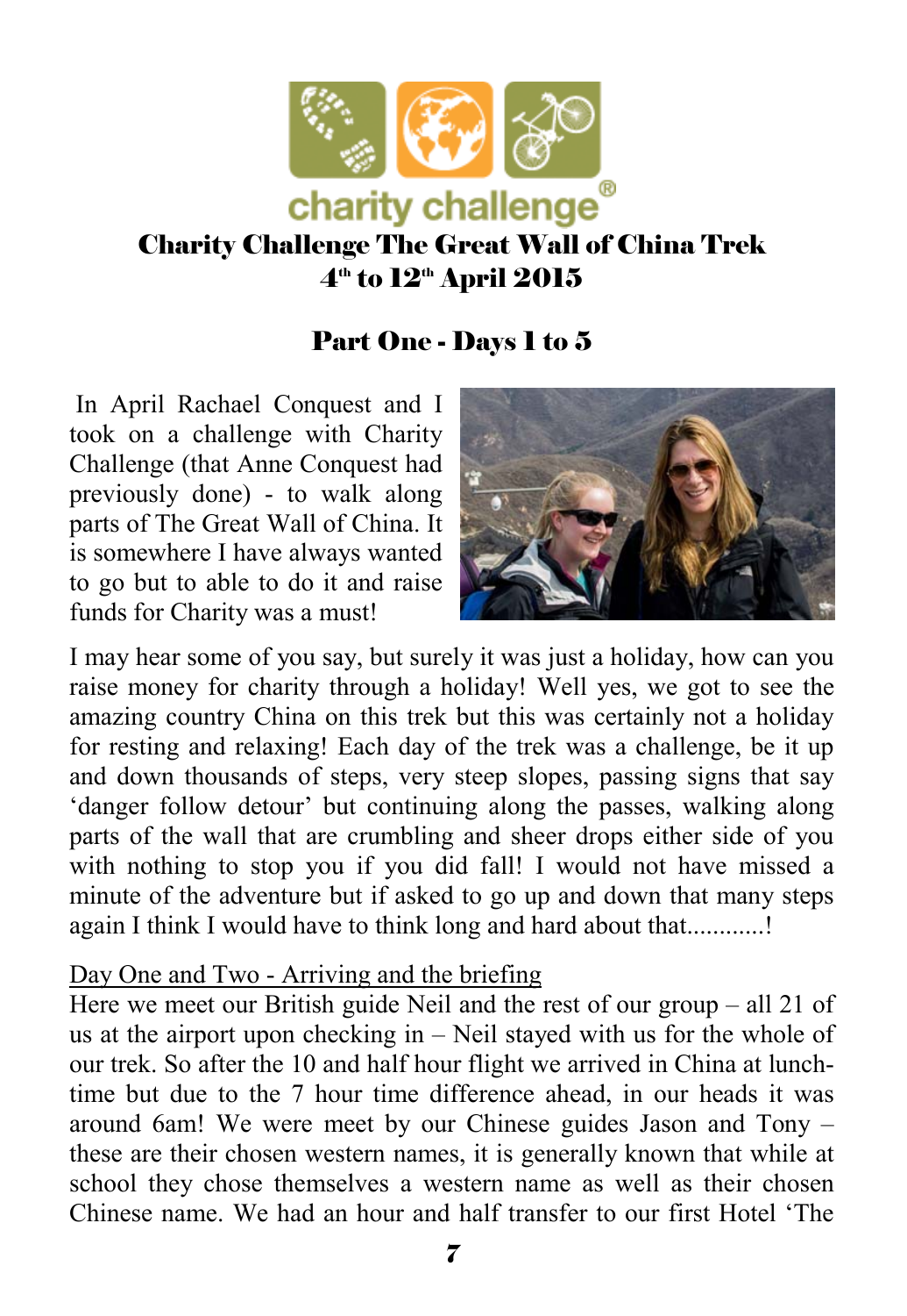charity challenge®

# Charity Challenge The Great Wall of China Trek

## 4th to 12th April 2015

### Part One - Days 1 to 5

In April Rachael Conquest and I took on a challenge with Charity Challenge (that Anne Conquest had previously done) - to walk along parts of The Great Wall of China. It is somewhere I have always wanted to go but to able to do it and raise funds for Charity was a must!

I may hear some of you say, but surely it was just a holiday, how can you raise money for charity through a holiday! Well yes, we got to see the amazing country China on this trek but this was certainly not a holiday for resting and relaxing! Each day of the trek was a challenge, be it up and down thousands of steps, very steep slopes, passing signs that say 'danger follow detour' but continuing along the passes, walking along parts of the wall that are crumbling and sheer drops either side of you with nothing to stop you if you did fall! I would not have missed a minute of the adventure but if asked to go up and down that many steps again I think I would have to think long and hard about that............!

Day One and Two - Arriving and the briefing

Here we meet our British guide Neil and the rest of our group – all 21 of us at the airport upon checking in – Neil stayed with us for the whole of our trek. So after the 10 and half hour flight we arrived in China at lunch-time but due to the 7 hour time difference ahead, in our heads it was around 6am! We were meet by our Chinese guides Jason and Tony – these are their chosen western names, it is generally known that while at school they chose themselves a western name as well as their chosen Chinese name. We had an hour and half transfer to our first Hotel 'The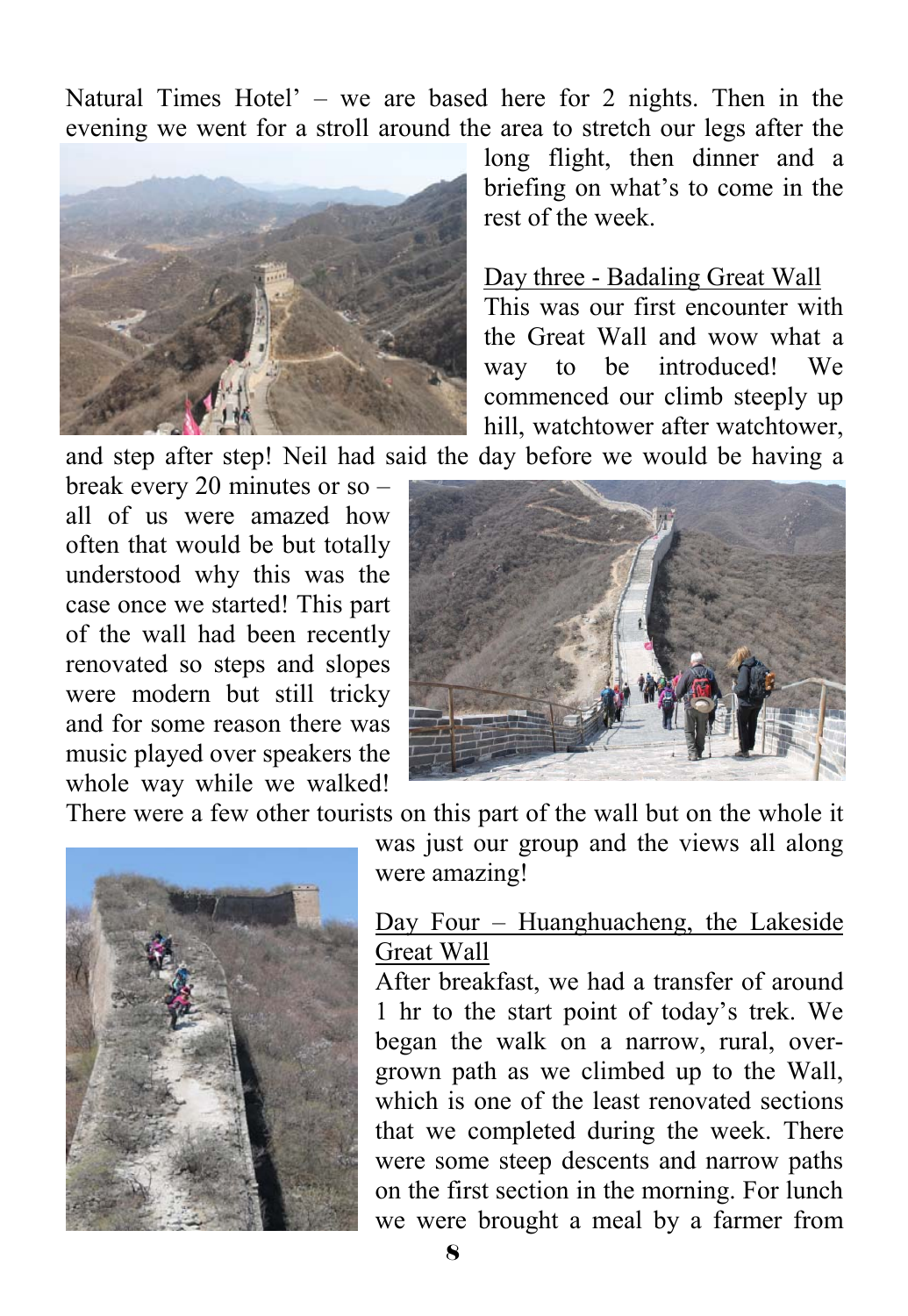Natural Times Hotel' – we are based here for 2 nights. Then in the evening we went for a stroll around the area to stretch our legs after the long flight, then dinner and a briefing on what's to come in the rest of the week.

Day three - Badaling Great Wall

This was our first encounter with the Great Wall and wow what a way to be introduced! We commenced our climb steeply up hill, watchtower after watchtower, and step after step! Neil had said the day before we would be having a break every 20 minutes or so – all of us were amazed how often that would be but totally understood why this was the case once we started! This part of the wall had been recently renovated so steps and slopes were modern but still tricky and for some reason there was music played over speakers the whole way while we walked! There were a few other tourists on this part of the wall but on the whole it was just our group and the views all along were amazing!

Day Four – Huanghuacheng, the Lakeside Great Wall

After breakfast, we had a transfer of around 1 hr to the start point of today's trek. We began the walk on a narrow, rural, over-grown path as we climbed up to the Wall, which is one of the least renovated sections that we completed during the week. There were some steep descents and narrow paths on the first section in the morning. For lunch we were brought a meal by a farmer from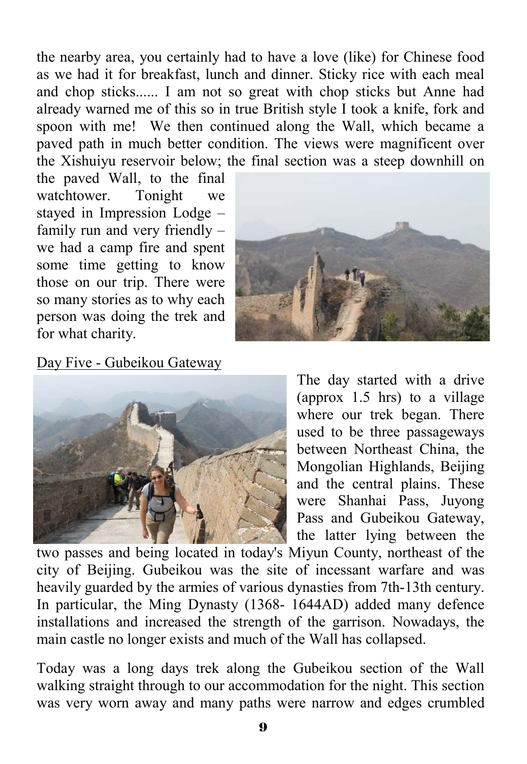the nearby area, you certainly had to have a love (like) for Chinese food as we had it for breakfast, lunch and dinner. Sticky rice with each meal and chop sticks...... I am not so great with chop sticks but Anne had already warned me of this so in true British style I took a knife, fork and spoon with me! We then continued along the Wall, which became a paved path in much better condition. The views were magnificent over the Xishuiyu reservoir below; the final section was a steep downhill on the paved Wall, to the final watchtower. Tonight we stayed in Impression Lodge – family run and very friendly – we had a camp fire and spent some time getting to know those on our trip. There were so many stories as to why each person was doing the trek and for what charity.

Day Five - Gubeikou Gateway

The day started with a drive (approx 1.5 hrs) to a village where our trek began. There used to be three passageways between Northeast China, the Mongolian Highlands, Beijing and the central plains. These were Shanhai Pass, Juyong Pass and Gubeikou Gateway, the latter lying between the two passes and being located in today's Miyun County, northeast of the city of Beijing. Gubeikou was the site of incessant warfare and was heavily guarded by the armies of various dynasties from 7th-13th century. In particular, the Ming Dynasty (1368- 1644AD) added many defence installations and increased the strength of the garrison. Nowadays, the main castle no longer exists and much of the Wall has collapsed.

Today was a long days trek along the Gubeikou section of the Wall walking straight through to our accommodation for the night. This section was very worn away and many paths were narrow and edges crumbled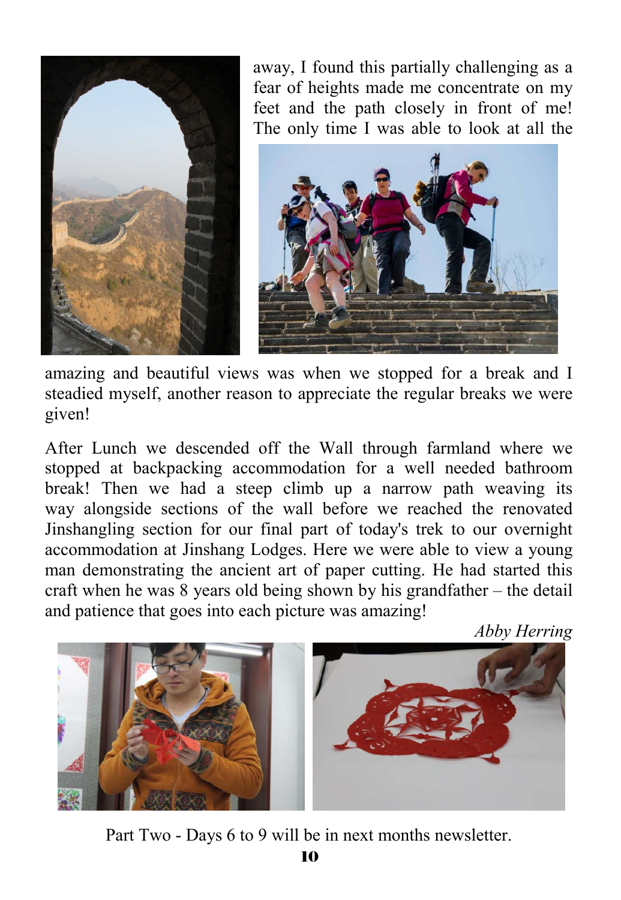away, I found this partially challenging as a fear of heights made me concentrate on my feet and the path closely in front of me! The only time I was able to look at all the amazing and beautiful views was when we stopped for a break and I steadied myself, another reason to appreciate the regular breaks we were given!

After Lunch we descended off the Wall through farmland where we stopped at backpacking accommodation for a well needed bathroom break! Then we had a steep climb up a narrow path weaving its way alongside sections of the wall before we reached the renovated Jinshangling section for our final part of today's trek to our overnight accommodation at Jinshang Lodges. Here we were able to view a young man demonstrating the ancient art of paper cutting. He had started this craft when he was 8 years old being shown by his grandfather – the detail and patience that goes into each picture was amazing!

*Abby Herring*

Part Two - Days 6 to 9 will be in next months newsletter.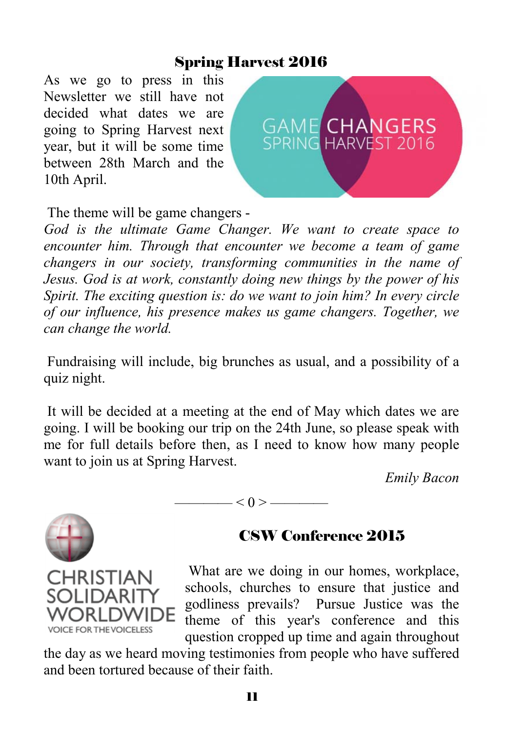## Spring Harvest 2016

As we go to press in this Newsletter we still have not decided what dates we are going to Spring Harvest next year, but it will be some time between 28th March and the 10th April.

The theme will be game changers -
*God is the ultimate Game Changer. We want to create space to encounter him. Through that encounter we become a team of game changers in our society, transforming communities in the name of Jesus. God is at work, constantly doing new things by the power of his Spirit. The exciting question is: do we want to join him? In every circle of our influence, his presence makes us game changers. Together, we can change the world.*

Fundraising will include, big brunches as usual, and a possibility of a quiz night.

It will be decided at a meeting at the end of May which dates we are going. I will be booking our trip on the 24th June, so please speak with me for full details before then, as I need to know how many people want to join us at Spring Harvest.

*Emily Bacon*

———— < 0 > ————

## CSW Conference 2015

What are we doing in our homes, workplace, schools, churches to ensure that justice and godliness prevails? Pursue Justice was the theme of this year's conference and this question cropped up time and again throughout the day as we heard moving testimonies from people who have suffered and been tortured because of their faith.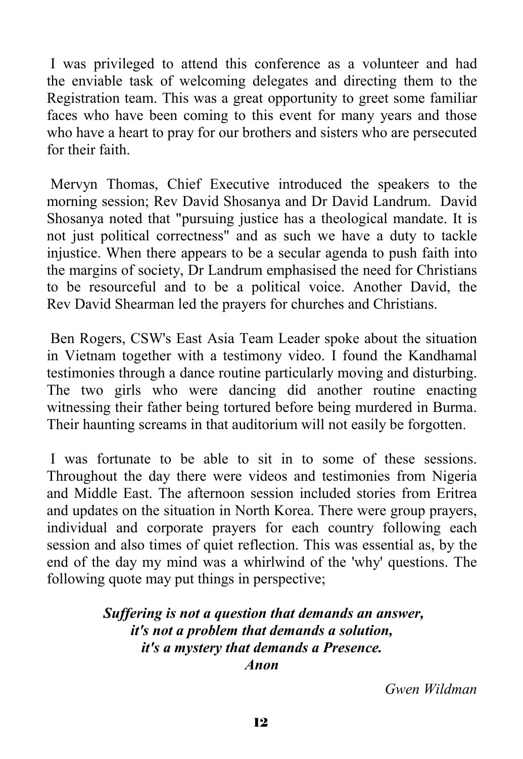I was privileged to attend this conference as a volunteer and had the enviable task of welcoming delegates and directing them to the Registration team. This was a great opportunity to greet some familiar faces who have been coming to this event for many years and those who have a heart to pray for our brothers and sisters who are persecuted for their faith.

Mervyn Thomas, Chief Executive introduced the speakers to the morning session; Rev David Shosanya and Dr David Landrum. David Shosanya noted that "pursuing justice has a theological mandate. It is not just political correctness" and as such we have a duty to tackle injustice. When there appears to be a secular agenda to push faith into the margins of society, Dr Landrum emphasised the need for Christians to be resourceful and to be a political voice. Another David, the Rev David Shearman led the prayers for churches and Christians.

Ben Rogers, CSW's East Asia Team Leader spoke about the situation in Vietnam together with a testimony video. I found the Kandhamal testimonies through a dance routine particularly moving and disturbing. The two girls who were dancing did another routine enacting witnessing their father being tortured before being murdered in Burma. Their haunting screams in that auditorium will not easily be forgotten.

I was fortunate to be able to sit in to some of these sessions. Throughout the day there were videos and testimonies from Nigeria and Middle East. The afternoon session included stories from Eritrea and updates on the situation in North Korea. There were group prayers, individual and corporate prayers for each country following each session and also times of quiet reflection. This was essential as, by the end of the day my mind was a whirlwind of the 'why' questions. The following quote may put things in perspective;

***Suffering is not a question that demands an answer,***
***it's not a problem that demands a solution,***
***it's a mystery that demands a Presence.***
***Anon***

*Gwen Wildman*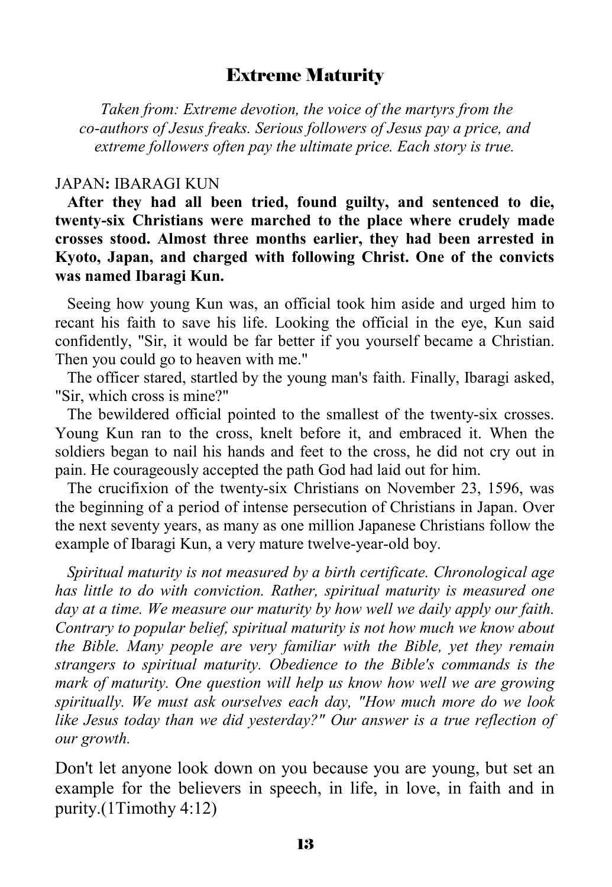## Extreme Maturity

*Taken from: Extreme devotion, the voice of the martyrs from the co-authors of Jesus freaks. Serious followers of Jesus pay a price, and extreme followers often pay the ultimate price. Each story is true.*

JAPAN**:** IBARAGI KUN

**After they had all been tried, found guilty, and sentenced to die, twenty-six Christians were marched to the place where crudely made crosses stood. Almost three months earlier, they had been arrested in Kyoto, Japan, and charged with following Christ. One of the convicts was named Ibaragi Kun.**

Seeing how young Kun was, an official took him aside and urged him to recant his faith to save his life. Looking the official in the eye, Kun said confidently, "Sir, it would be far better if you yourself became a Christian. Then you could go to heaven with me."

The officer stared, startled by the young man's faith. Finally, Ibaragi asked, "Sir, which cross is mine?"

The bewildered official pointed to the smallest of the twenty-six crosses. Young Kun ran to the cross, knelt before it, and embraced it. When the soldiers began to nail his hands and feet to the cross, he did not cry out in pain. He courageously accepted the path God had laid out for him.

The crucifixion of the twenty-six Christians on November 23, 1596, was the beginning of a period of intense persecution of Christians in Japan. Over the next seventy years, as many as one million Japanese Christians follow the example of Ibaragi Kun, a very mature twelve-year-old boy.

*Spiritual maturity is not measured by a birth certificate. Chronological age has little to do with conviction. Rather, spiritual maturity is measured one day at a time. We measure our maturity by how well we daily apply our faith. Contrary to popular belief, spiritual maturity is not how much we know about the Bible. Many people are very familiar with the Bible, yet they remain strangers to spiritual maturity. Obedience to the Bible's commands is the mark of maturity. One question will help us know how well we are growing spiritually. We must ask ourselves each day, "How much more do we look like Jesus today than we did yesterday?" Our answer is a true reflection of our growth.*

Don't let anyone look down on you because you are young, but set an example for the believers in speech, in life, in love, in faith and in purity.(1Timothy 4:12)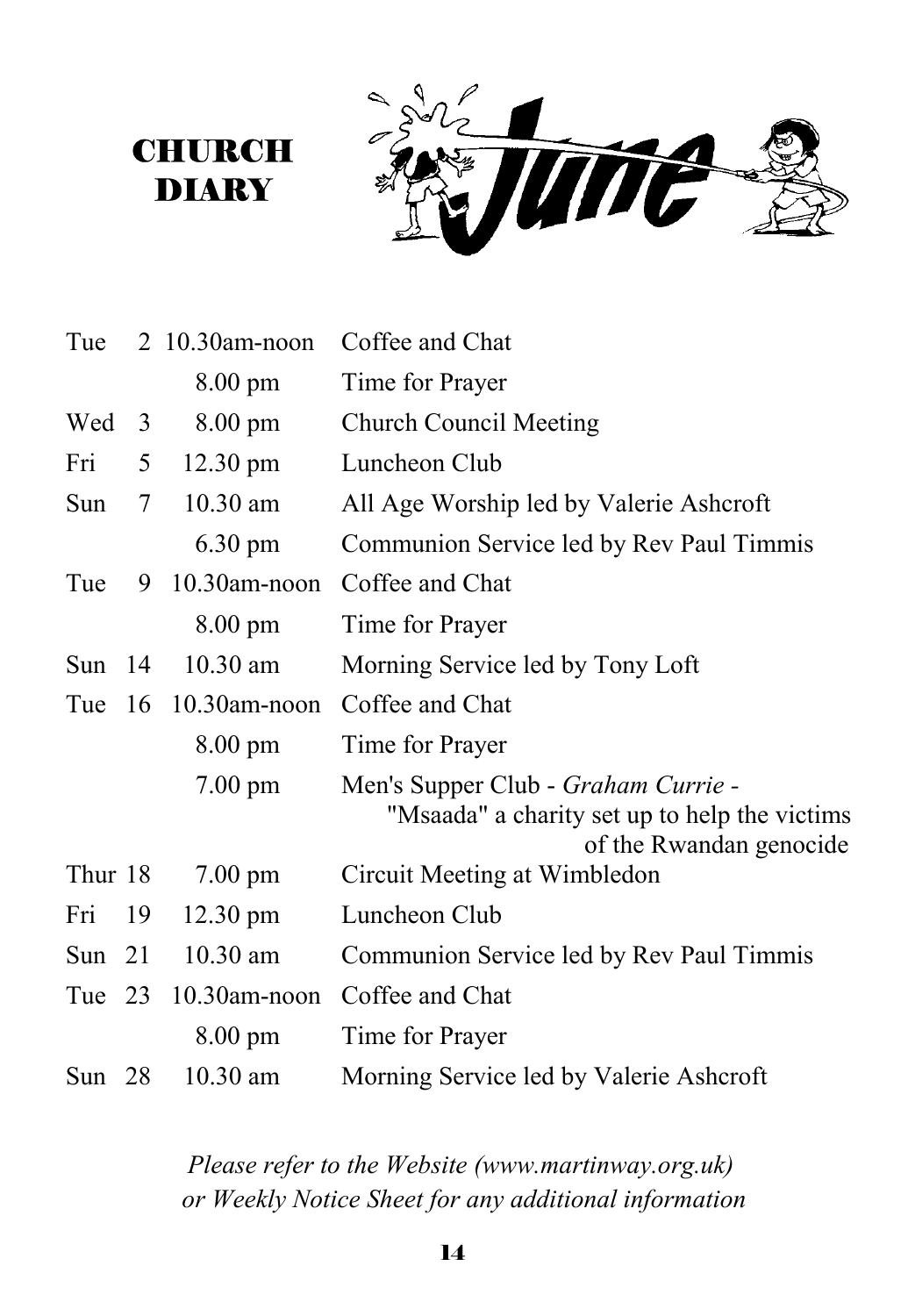# CHURCH DIARY

# June

| Day | Date | Time | Event |
|---|---|---|---|
| Tue | 2 | 10.30am-noon | Coffee and Chat |
| | | 8.00 pm | Time for Prayer |
| Wed | 3 | 8.00 pm | Church Council Meeting |
| Fri | 5 | 12.30 pm | Luncheon Club |
| Sun | 7 | 10.30 am | All Age Worship led by Valerie Ashcroft |
| | | 6.30 pm | Communion Service led by Rev Paul Timmis |
| Tue | 9 | 10.30am-noon | Coffee and Chat |
| | | 8.00 pm | Time for Prayer |
| Sun | 14 | 10.30 am | Morning Service led by Tony Loft |
| Tue | 16 | 10.30am-noon | Coffee and Chat |
| | | 8.00 pm | Time for Prayer |
| | | 7.00 pm | Men's Supper Club - *Graham Currie* - "Msaada" a charity set up to help the victims of the Rwandan genocide |
| Thur | 18 | 7.00 pm | Circuit Meeting at Wimbledon |
| Fri | 19 | 12.30 pm | Luncheon Club |
| Sun | 21 | 10.30 am | Communion Service led by Rev Paul Timmis |
| Tue | 23 | 10.30am-noon | Coffee and Chat |
| | | 8.00 pm | Time for Prayer |
| Sun | 28 | 10.30 am | Morning Service led by Valerie Ashcroft |

*Please refer to the Website (www.martinway.org.uk) or Weekly Notice Sheet for any additional information*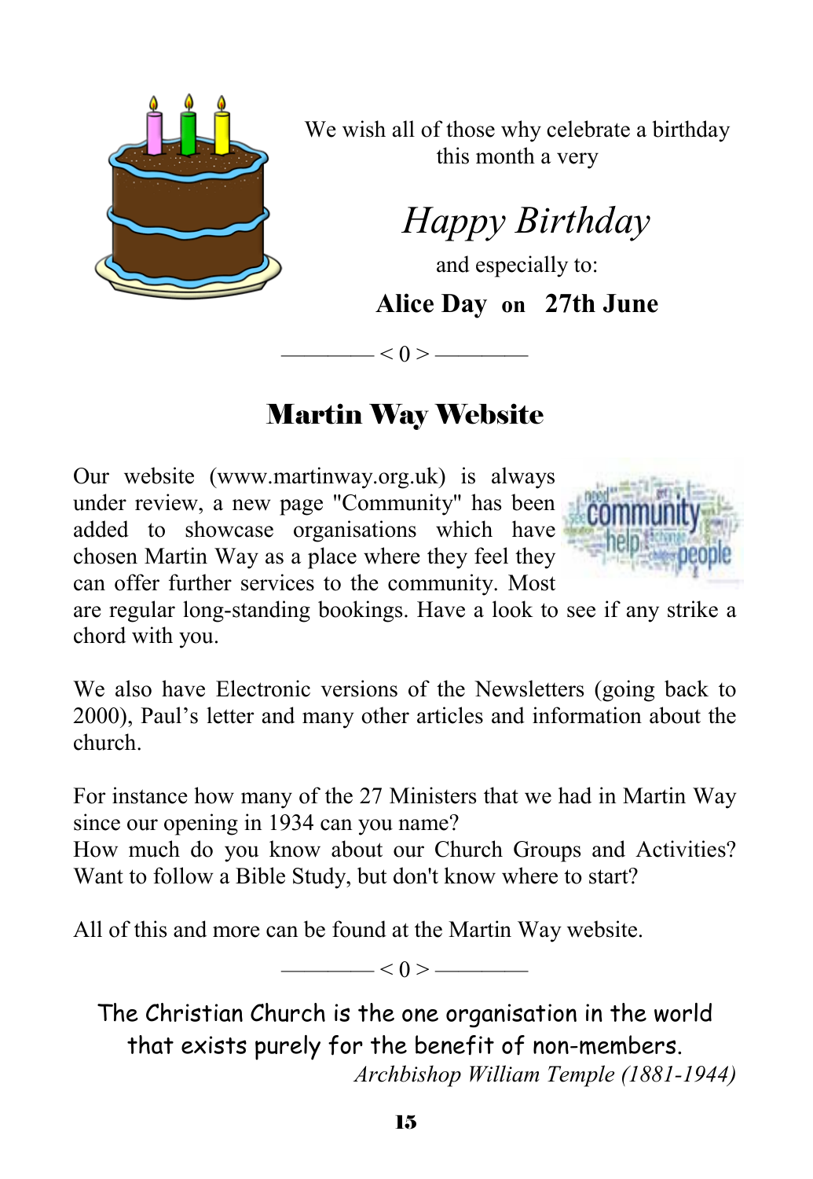We wish all of those why celebrate a birthday this month a very

*Happy Birthday*

and especially to:

**Alice Day on 27th June**

———— < 0 > ————

## Martin Way Website

Our website (www.martinway.org.uk) is always under review, a new page "Community" has been added to showcase organisations which have chosen Martin Way as a place where they feel they can offer further services to the community. Most are regular long-standing bookings. Have a look to see if any strike a chord with you.

We also have Electronic versions of the Newsletters (going back to 2000), Paul's letter and many other articles and information about the church.

For instance how many of the 27 Ministers that we had in Martin Way since our opening in 1934 can you name?
How much do you know about our Church Groups and Activities?
Want to follow a Bible Study, but don't know where to start?

All of this and more can be found at the Martin Way website.

———— < 0 > ————

The Christian Church is the one organisation in the world that exists purely for the benefit of non-members.

*Archbishop William Temple (1881-1944)*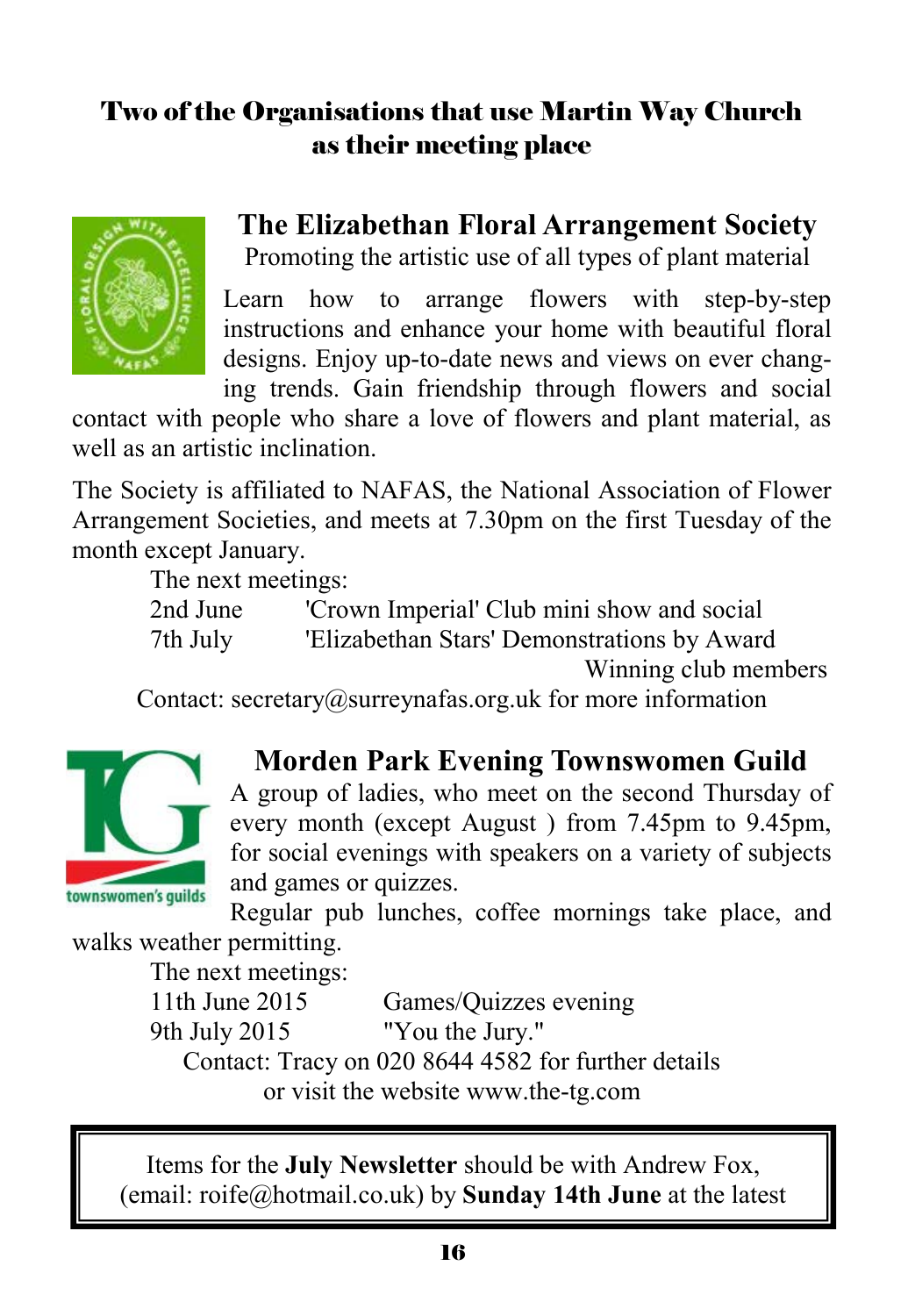# Two of the Organisations that use Martin Way Church as their meeting place

## The Elizabethan Floral Arrangement Society

Promoting the artistic use of all types of plant material

Learn how to arrange flowers with step-by-step instructions and enhance your home with beautiful floral designs. Enjoy up-to-date news and views on ever changing trends. Gain friendship through flowers and social contact with people who share a love of flowers and plant material, as well as an artistic inclination.

The Society is affiliated to NAFAS, the National Association of Flower Arrangement Societies, and meets at 7.30pm on the first Tuesday of the month except January.

The next meetings:

| | |
|---|---|
| 2nd June | 'Crown Imperial' Club mini show and social |
| 7th July | 'Elizabethan Stars' Demonstrations by Award Winning club members |

Contact: secretary@surreynafas.org.uk for more information

## Morden Park Evening Townswomen Guild

A group of ladies, who meet on the second Thursday of every month (except August ) from 7.45pm to 9.45pm, for social evenings with speakers on a variety of subjects and games or quizzes.

Regular pub lunches, coffee mornings take place, and walks weather permitting.

The next meetings:

| | |
|---|---|
| 11th June 2015 | Games/Quizzes evening |
| 9th July 2015 | "You the Jury." |

Contact: Tracy on 020 8644 4582 for further details or visit the website www.the-tg.com

Items for the **July Newsletter** should be with Andrew Fox, (email: roife@hotmail.co.uk) by **Sunday 14th June** at the latest